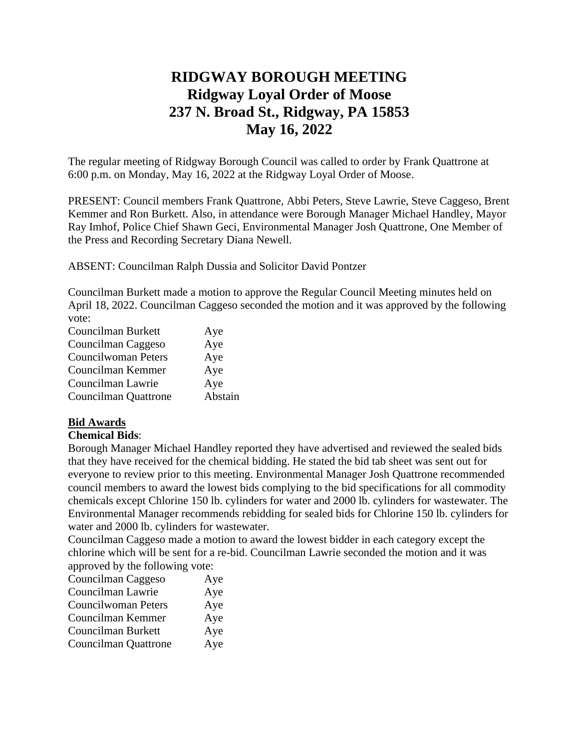# RIDGWAY BOROUGH MEETING
# Ridgway Loyal Order of Moose
# 237 N. Broad St., Ridgway, PA 15853
# May 16, 2022

The regular meeting of Ridgway Borough Council was called to order by Frank Quattrone at 6:00 p.m. on Monday, May 16, 2022 at the Ridgway Loyal Order of Moose.

PRESENT: Council members Frank Quattrone, Abbi Peters, Steve Lawrie, Steve Caggeso, Brent Kemmer and Ron Burkett. Also, in attendance were Borough Manager Michael Handley, Mayor Ray Imhof, Police Chief Shawn Geci, Environmental Manager Josh Quattrone, One Member of the Press and Recording Secretary Diana Newell.

ABSENT: Councilman Ralph Dussia and Solicitor David Pontzer

Councilman Burkett made a motion to approve the Regular Council Meeting minutes held on April 18, 2022. Councilman Caggeso seconded the motion and it was approved by the following vote:

| | |
|---|---|
| Councilman Burkett | Aye |
| Councilman Caggeso | Aye |
| Councilwoman Peters | Aye |
| Councilman Kemmer | Aye |
| Councilman Lawrie | Aye |
| Councilman Quattrone | Abstain |

**Bid Awards**

**Chemical Bids**:

Borough Manager Michael Handley reported they have advertised and reviewed the sealed bids that they have received for the chemical bidding. He stated the bid tab sheet was sent out for everyone to review prior to this meeting. Environmental Manager Josh Quattrone recommended council members to award the lowest bids complying to the bid specifications for all commodity chemicals except Chlorine 150 lb. cylinders for water and 2000 lb. cylinders for wastewater. The Environmental Manager recommends rebidding for sealed bids for Chlorine 150 lb. cylinders for water and 2000 lb. cylinders for wastewater.

Councilman Caggeso made a motion to award the lowest bidder in each category except the chlorine which will be sent for a re-bid. Councilman Lawrie seconded the motion and it was approved by the following vote:

| | |
|---|---|
| Councilman Caggeso | Aye |
| Councilman Lawrie | Aye |
| Councilwoman Peters | Aye |
| Councilman Kemmer | Aye |
| Councilman Burkett | Aye |
| Councilman Quattrone | Aye |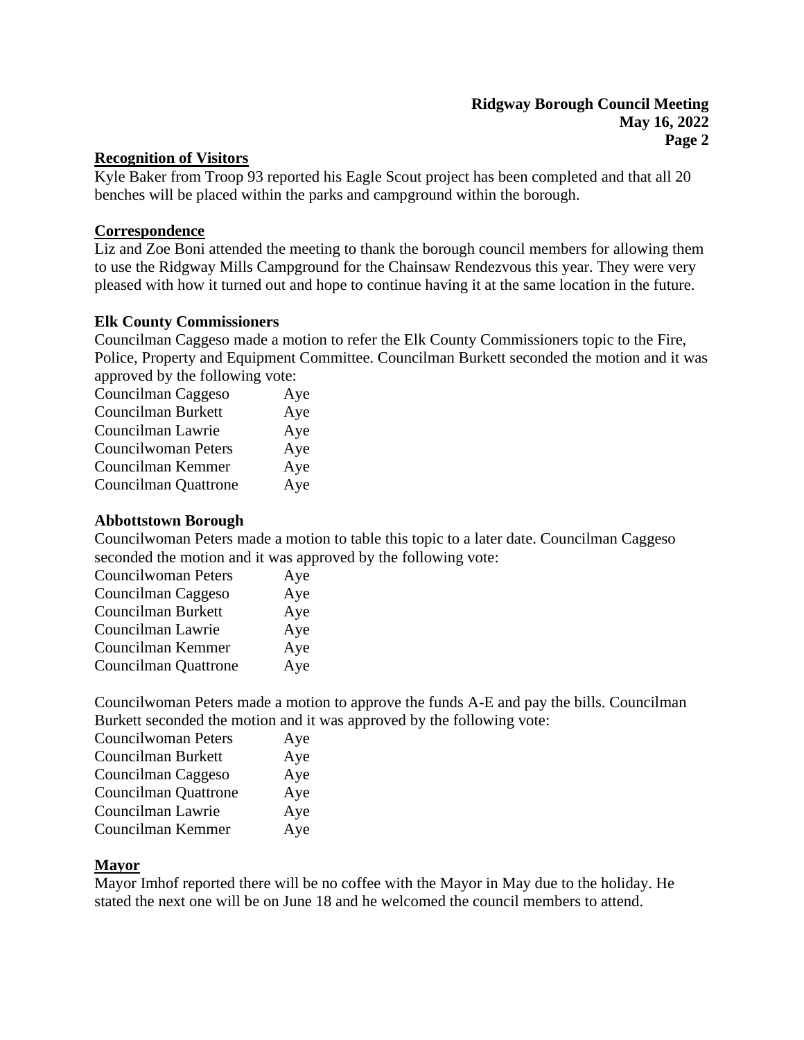## Recognition of Visitors

Kyle Baker from Troop 93 reported his Eagle Scout project has been completed and that all 20 benches will be placed within the parks and campground within the borough.

## Correspondence

Liz and Zoe Boni attended the meeting to thank the borough council members for allowing them to use the Ridgway Mills Campground for the Chainsaw Rendezvous this year. They were very pleased with how it turned out and hope to continue having it at the same location in the future.

### Elk County Commissioners

Councilman Caggeso made a motion to refer the Elk County Commissioners topic to the Fire, Police, Property and Equipment Committee. Councilman Burkett seconded the motion and it was approved by the following vote:

| | |
|---|---|
| Councilman Caggeso | Aye |
| Councilman Burkett | Aye |
| Councilman Lawrie | Aye |
| Councilwoman Peters | Aye |
| Councilman Kemmer | Aye |
| Councilman Quattrone | Aye |

### Abbottstown Borough

Councilwoman Peters made a motion to table this topic to a later date. Councilman Caggeso seconded the motion and it was approved by the following vote:

| | |
|---|---|
| Councilwoman Peters | Aye |
| Councilman Caggeso | Aye |
| Councilman Burkett | Aye |
| Councilman Lawrie | Aye |
| Councilman Kemmer | Aye |
| Councilman Quattrone | Aye |

Councilwoman Peters made a motion to approve the funds A-E and pay the bills. Councilman Burkett seconded the motion and it was approved by the following vote:

| | |
|---|---|
| Councilwoman Peters | Aye |
| Councilman Burkett | Aye |
| Councilman Caggeso | Aye |
| Councilman Quattrone | Aye |
| Councilman Lawrie | Aye |
| Councilman Kemmer | Aye |

## Mayor

Mayor Imhof reported there will be no coffee with the Mayor in May due to the holiday. He stated the next one will be on June 18 and he welcomed the council members to attend.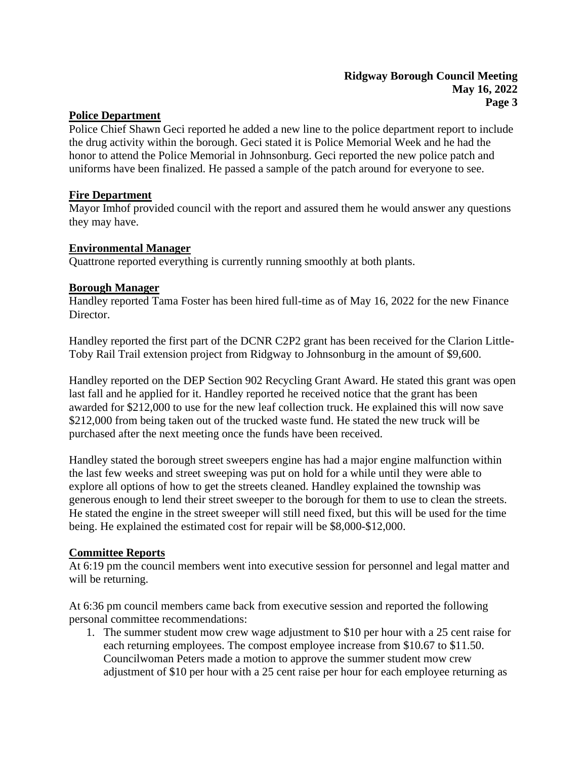## Police Department

Police Chief Shawn Geci reported he added a new line to the police department report to include the drug activity within the borough. Geci stated it is Police Memorial Week and he had the honor to attend the Police Memorial in Johnsonburg. Geci reported the new police patch and uniforms have been finalized. He passed a sample of the patch around for everyone to see.

## Fire Department

Mayor Imhof provided council with the report and assured them he would answer any questions they may have.

## Environmental Manager

Quattrone reported everything is currently running smoothly at both plants.

## Borough Manager

Handley reported Tama Foster has been hired full-time as of May 16, 2022 for the new Finance Director.

Handley reported the first part of the DCNR C2P2 grant has been received for the Clarion Little-Toby Rail Trail extension project from Ridgway to Johnsonburg in the amount of $9,600.

Handley reported on the DEP Section 902 Recycling Grant Award. He stated this grant was open last fall and he applied for it. Handley reported he received notice that the grant has been awarded for $212,000 to use for the new leaf collection truck. He explained this will now save $212,000 from being taken out of the trucked waste fund. He stated the new truck will be purchased after the next meeting once the funds have been received.

Handley stated the borough street sweepers engine has had a major engine malfunction within the last few weeks and street sweeping was put on hold for a while until they were able to explore all options of how to get the streets cleaned. Handley explained the township was generous enough to lend their street sweeper to the borough for them to use to clean the streets. He stated the engine in the street sweeper will still need fixed, but this will be used for the time being. He explained the estimated cost for repair will be $8,000-$12,000.

## Committee Reports

At 6:19 pm the council members went into executive session for personnel and legal matter and will be returning.

At 6:36 pm council members came back from executive session and reported the following personal committee recommendations:

1. The summer student mow crew wage adjustment to $10 per hour with a 25 cent raise for each returning employees. The compost employee increase from $10.67 to $11.50. Councilwoman Peters made a motion to approve the summer student mow crew adjustment of $10 per hour with a 25 cent raise per hour for each employee returning as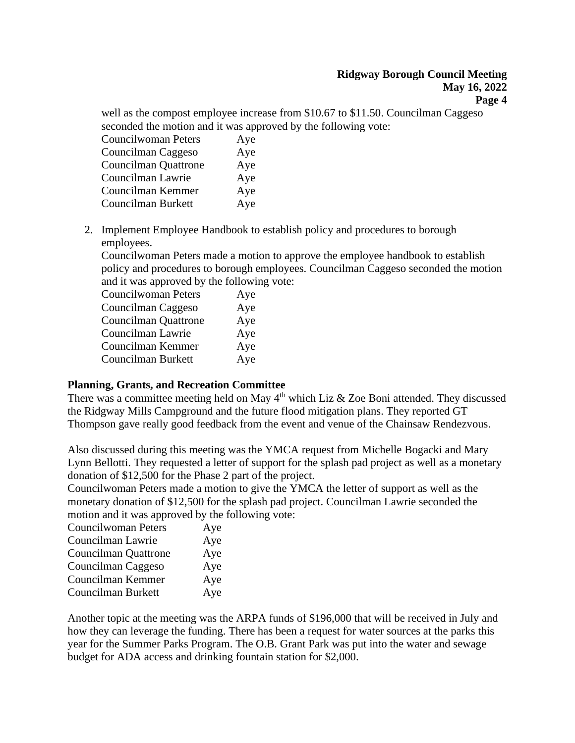well as the compost employee increase from $10.67 to $11.50. Councilman Caggeso seconded the motion and it was approved by the following vote:

| | |
|---|---|
| Councilwoman Peters | Aye |
| Councilman Caggeso | Aye |
| Councilman Quattrone | Aye |
| Councilman Lawrie | Aye |
| Councilman Kemmer | Aye |
| Councilman Burkett | Aye |

2. Implement Employee Handbook to establish policy and procedures to borough employees.

   Councilwoman Peters made a motion to approve the employee handbook to establish policy and procedures to borough employees. Councilman Caggeso seconded the motion and it was approved by the following vote:

| | |
|---|---|
| Councilwoman Peters | Aye |
| Councilman Caggeso | Aye |
| Councilman Quattrone | Aye |
| Councilman Lawrie | Aye |
| Councilman Kemmer | Aye |
| Councilman Burkett | Aye |

**Planning, Grants, and Recreation Committee**

There was a committee meeting held on May 4th which Liz & Zoe Boni attended. They discussed the Ridgway Mills Campground and the future flood mitigation plans. They reported GT Thompson gave really good feedback from the event and venue of the Chainsaw Rendezvous.

Also discussed during this meeting was the YMCA request from Michelle Bogacki and Mary Lynn Bellotti. They requested a letter of support for the splash pad project as well as a monetary donation of $12,500 for the Phase 2 part of the project.

Councilwoman Peters made a motion to give the YMCA the letter of support as well as the monetary donation of $12,500 for the splash pad project. Councilman Lawrie seconded the motion and it was approved by the following vote:

| | |
|---|---|
| Councilwoman Peters | Aye |
| Councilman Lawrie | Aye |
| Councilman Quattrone | Aye |
| Councilman Caggeso | Aye |
| Councilman Kemmer | Aye |
| Councilman Burkett | Aye |

Another topic at the meeting was the ARPA funds of $196,000 that will be received in July and how they can leverage the funding. There has been a request for water sources at the parks this year for the Summer Parks Program. The O.B. Grant Park was put into the water and sewage budget for ADA access and drinking fountain station for $2,000.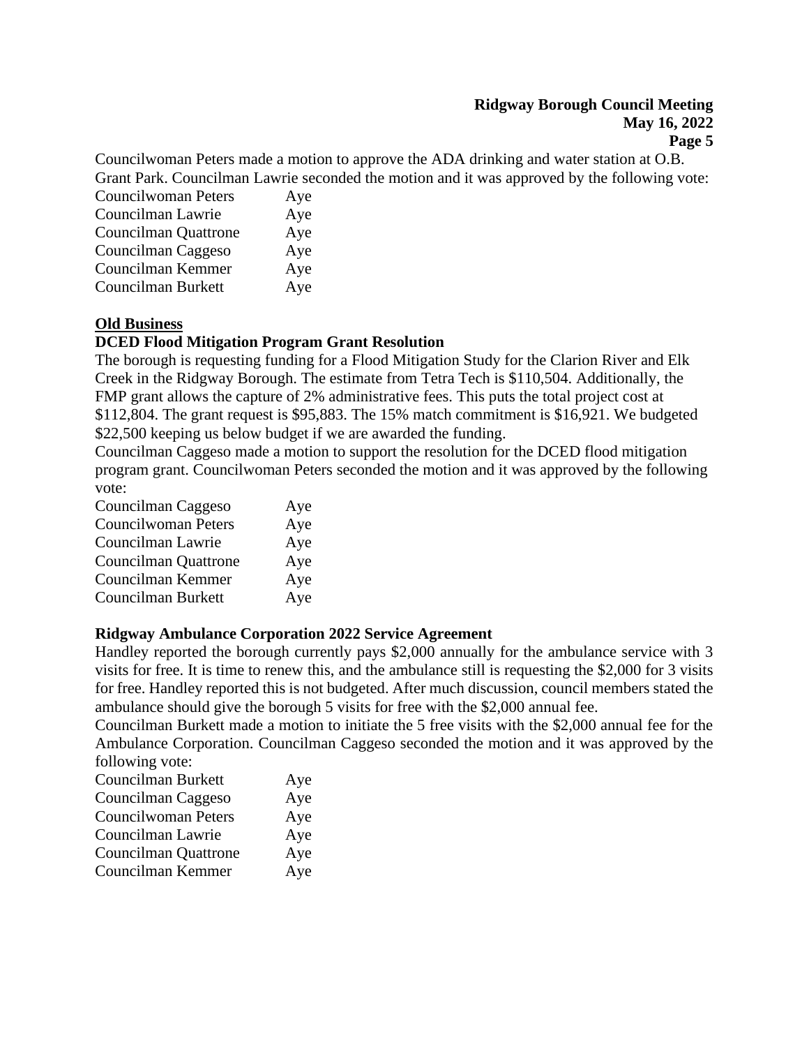Councilwoman Peters made a motion to approve the ADA drinking and water station at O.B. Grant Park. Councilman Lawrie seconded the motion and it was approved by the following vote:

| | |
|---|---|
| Councilwoman Peters | Aye |
| Councilman Lawrie | Aye |
| Councilman Quattrone | Aye |
| Councilman Caggeso | Aye |
| Councilman Kemmer | Aye |
| Councilman Burkett | Aye |

## Old Business

### DCED Flood Mitigation Program Grant Resolution

The borough is requesting funding for a Flood Mitigation Study for the Clarion River and Elk Creek in the Ridgway Borough. The estimate from Tetra Tech is $110,504. Additionally, the FMP grant allows the capture of 2% administrative fees. This puts the total project cost at $112,804. The grant request is $95,883. The 15% match commitment is $16,921. We budgeted $22,500 keeping us below budget if we are awarded the funding.

Councilman Caggeso made a motion to support the resolution for the DCED flood mitigation program grant. Councilwoman Peters seconded the motion and it was approved by the following vote:

| | |
|---|---|
| Councilman Caggeso | Aye |
| Councilwoman Peters | Aye |
| Councilman Lawrie | Aye |
| Councilman Quattrone | Aye |
| Councilman Kemmer | Aye |
| Councilman Burkett | Aye |

### Ridgway Ambulance Corporation 2022 Service Agreement

Handley reported the borough currently pays $2,000 annually for the ambulance service with 3 visits for free. It is time to renew this, and the ambulance still is requesting the $2,000 for 3 visits for free. Handley reported this is not budgeted. After much discussion, council members stated the ambulance should give the borough 5 visits for free with the $2,000 annual fee.

Councilman Burkett made a motion to initiate the 5 free visits with the $2,000 annual fee for the Ambulance Corporation. Councilman Caggeso seconded the motion and it was approved by the following vote:

| | |
|---|---|
| Councilman Burkett | Aye |
| Councilman Caggeso | Aye |
| Councilwoman Peters | Aye |
| Councilman Lawrie | Aye |
| Councilman Quattrone | Aye |
| Councilman Kemmer | Aye |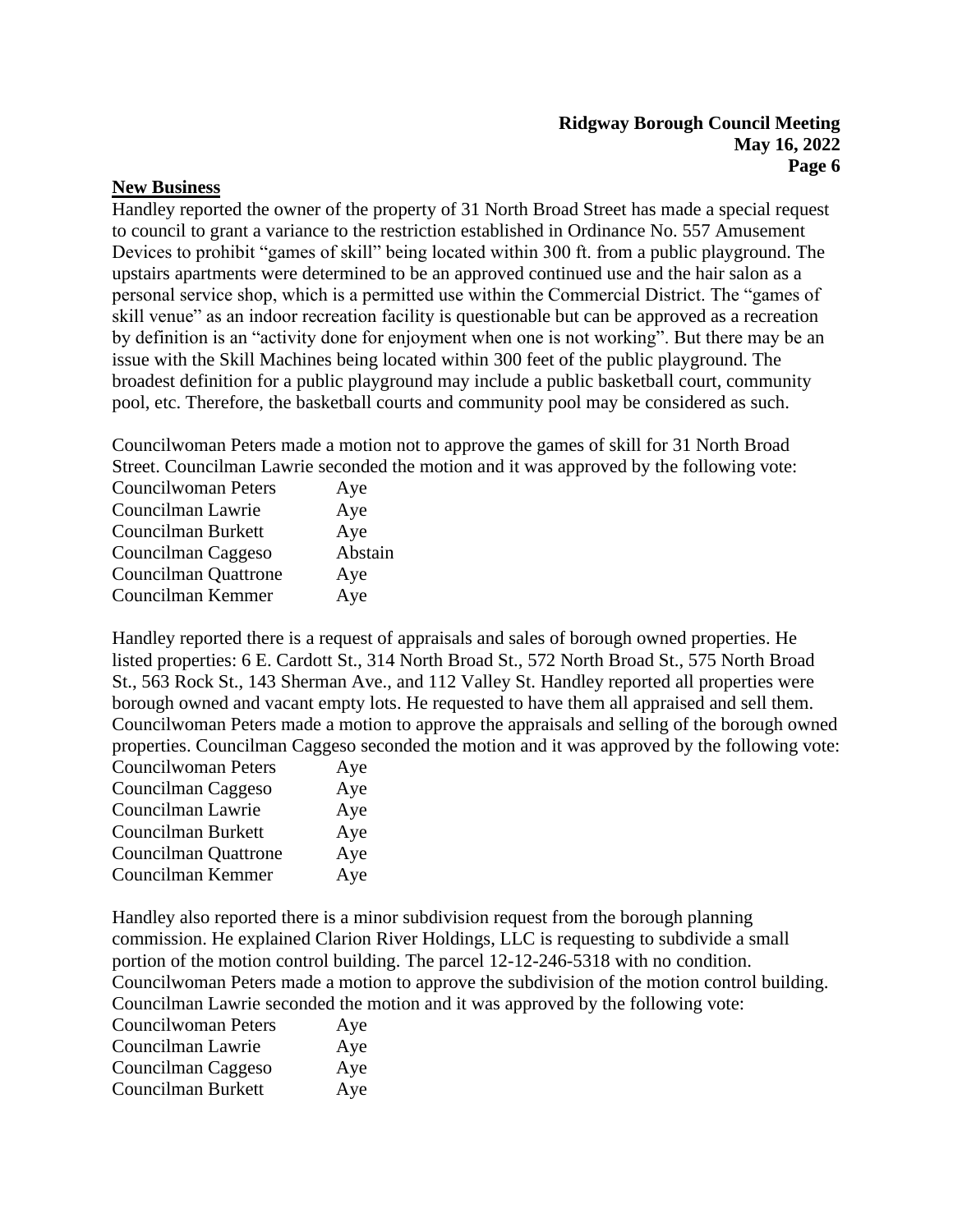## New Business

Handley reported the owner of the property of 31 North Broad Street has made a special request to council to grant a variance to the restriction established in Ordinance No. 557 Amusement Devices to prohibit "games of skill" being located within 300 ft. from a public playground. The upstairs apartments were determined to be an approved continued use and the hair salon as a personal service shop, which is a permitted use within the Commercial District. The "games of skill venue" as an indoor recreation facility is questionable but can be approved as a recreation by definition is an "activity done for enjoyment when one is not working". But there may be an issue with the Skill Machines being located within 300 feet of the public playground. The broadest definition for a public playground may include a public basketball court, community pool, etc. Therefore, the basketball courts and community pool may be considered as such.

Councilwoman Peters made a motion not to approve the games of skill for 31 North Broad Street. Councilman Lawrie seconded the motion and it was approved by the following vote:

| | |
|---|---|
| Councilwoman Peters | Aye |
| Councilman Lawrie | Aye |
| Councilman Burkett | Aye |
| Councilman Caggeso | Abstain |
| Councilman Quattrone | Aye |
| Councilman Kemmer | Aye |

Handley reported there is a request of appraisals and sales of borough owned properties. He listed properties: 6 E. Cardott St., 314 North Broad St., 572 North Broad St., 575 North Broad St., 563 Rock St., 143 Sherman Ave., and 112 Valley St. Handley reported all properties were borough owned and vacant empty lots. He requested to have them all appraised and sell them. Councilwoman Peters made a motion to approve the appraisals and selling of the borough owned properties. Councilman Caggeso seconded the motion and it was approved by the following vote:

| | |
|---|---|
| Councilwoman Peters | Aye |
| Councilman Caggeso | Aye |
| Councilman Lawrie | Aye |
| Councilman Burkett | Aye |
| Councilman Quattrone | Aye |
| Councilman Kemmer | Aye |

Handley also reported there is a minor subdivision request from the borough planning commission. He explained Clarion River Holdings, LLC is requesting to subdivide a small portion of the motion control building. The parcel 12-12-246-5318 with no condition. Councilwoman Peters made a motion to approve the subdivision of the motion control building. Councilman Lawrie seconded the motion and it was approved by the following vote:

| | |
|---|---|
| Councilwoman Peters | Aye |
| Councilman Lawrie | Aye |
| Councilman Caggeso | Aye |
| Councilman Burkett | Aye |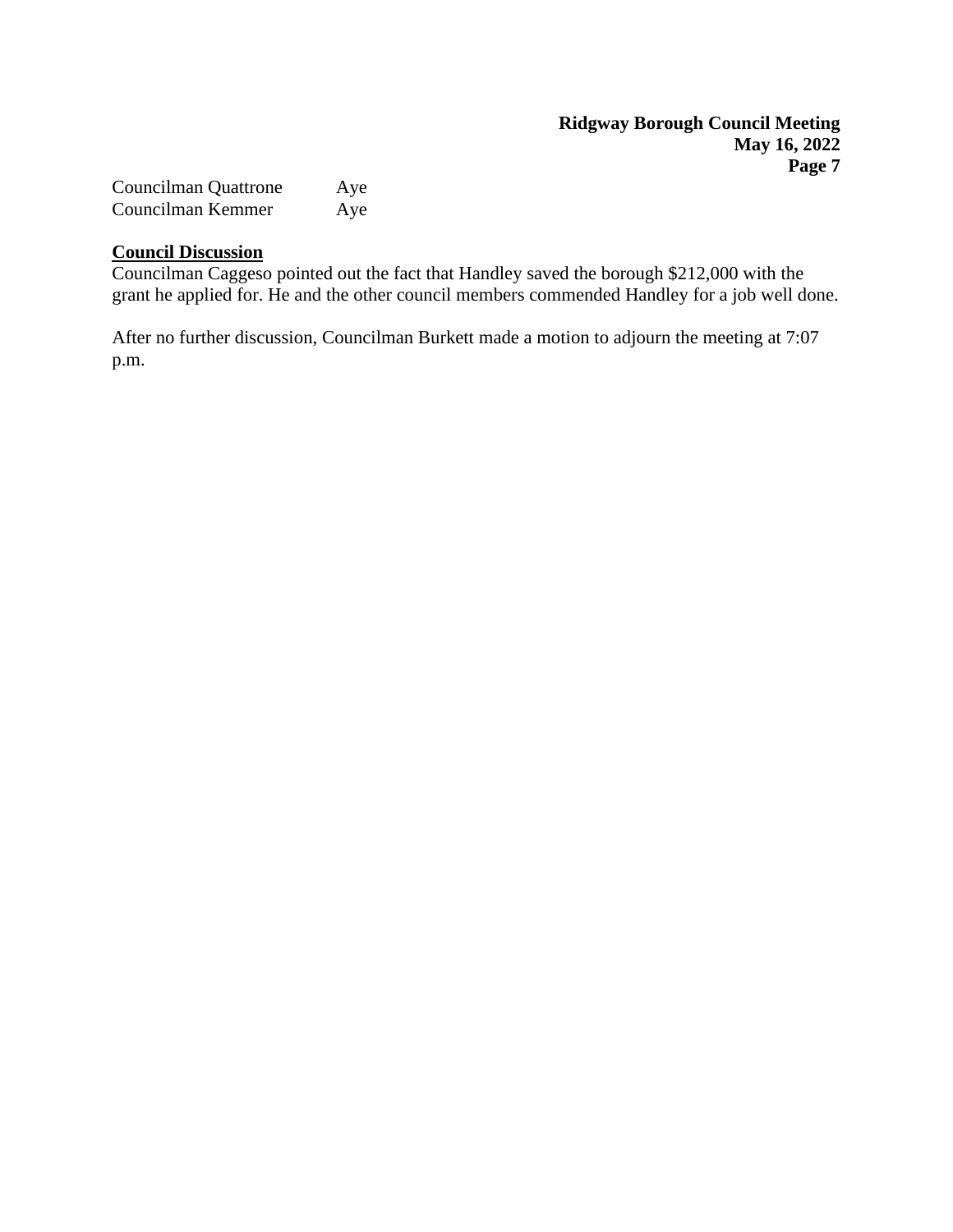| | |
|---|---|
| Councilman Quattrone | Aye |
| Councilman Kemmer | Aye |

**Council Discussion**

Councilman Caggeso pointed out the fact that Handley saved the borough $212,000 with the grant he applied for. He and the other council members commended Handley for a job well done.

After no further discussion, Councilman Burkett made a motion to adjourn the meeting at 7:07 p.m.